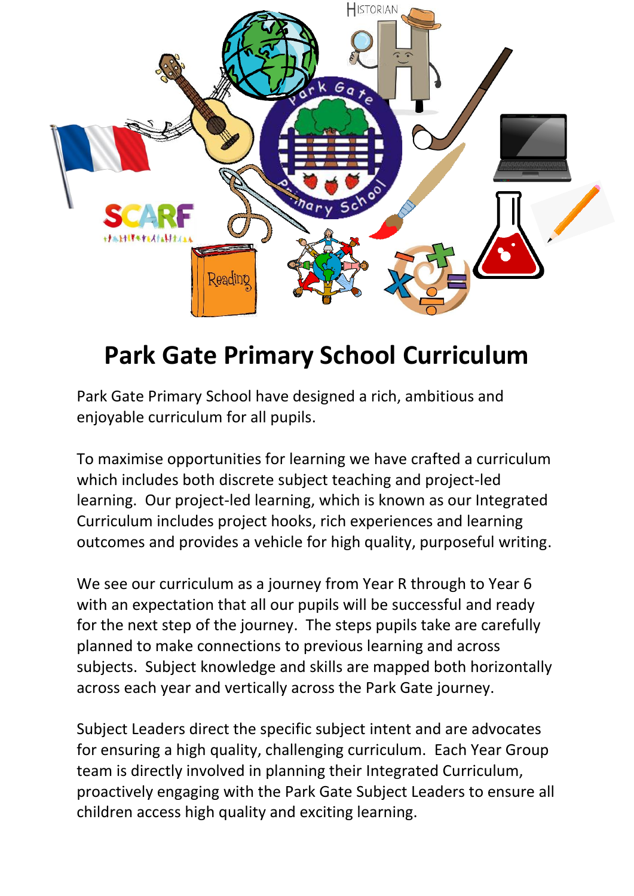# Park Gate Primary School Curriculum

Park Gate Primary School have designed a rich, ambitious and enjoyable curriculum for all pupils.

To maximise opportunities for learning we have crafted a curriculum which includes both discrete subject teaching and project-led learning. Our project-led learning, which is known as our Integrated Curriculum includes project hooks, rich experiences and learning outcomes and provides a vehicle for high quality, purposeful writing.

We see our curriculum as a journey from Year R through to Year 6 with an expectation that all our pupils will be successful and ready for the next step of the journey. The steps pupils take are carefully planned to make connections to previous learning and across subjects. Subject knowledge and skills are mapped both horizontally across each year and vertically across the Park Gate journey.

Subject Leaders direct the specific subject intent and are advocates for ensuring a high quality, challenging curriculum. Each Year Group team is directly involved in planning their Integrated Curriculum, proactively engaging with the Park Gate Subject Leaders to ensure all children access high quality and exciting learning.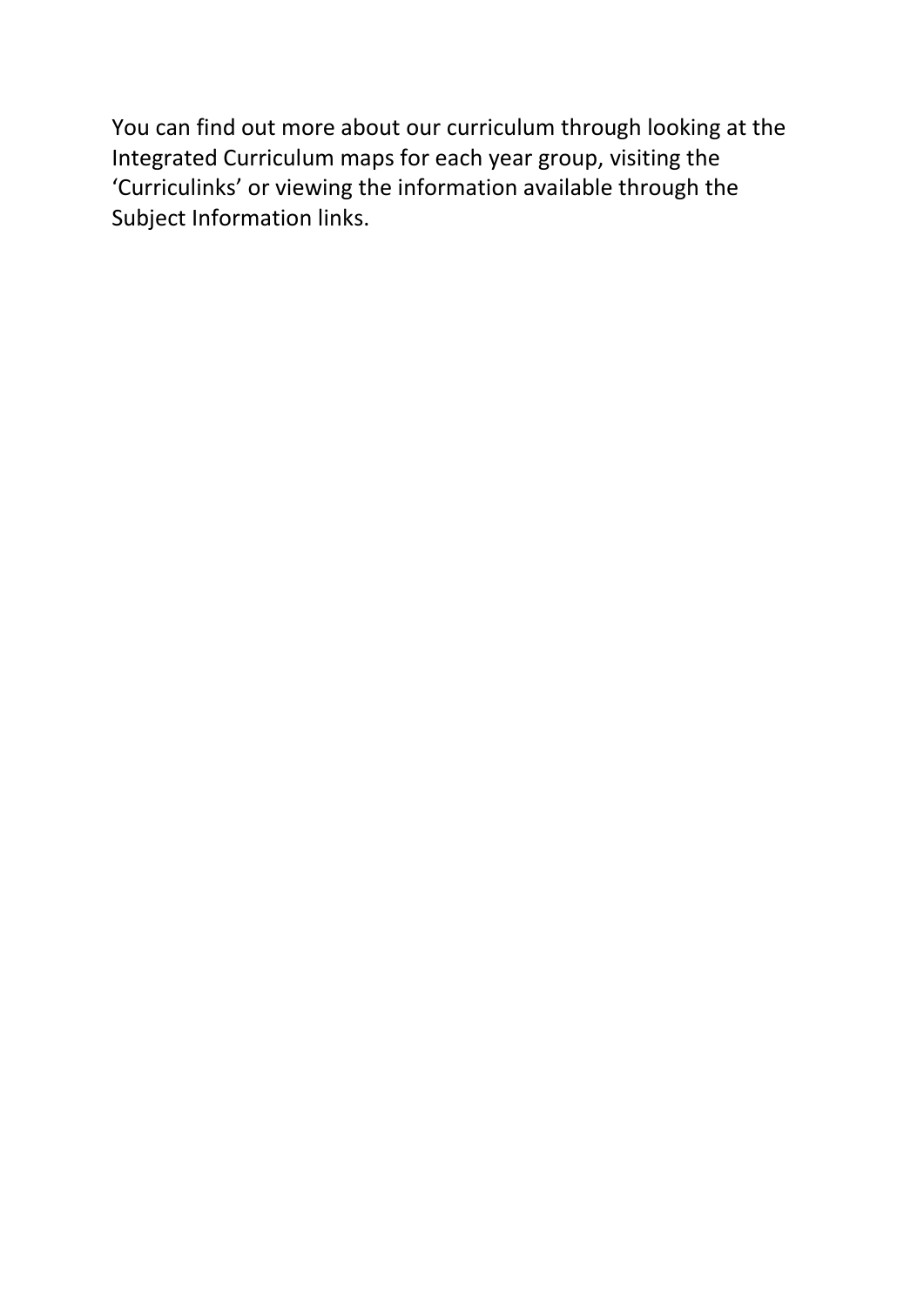You can find out more about our curriculum through looking at the Integrated Curriculum maps for each year group, visiting the 'Curriculinks' or viewing the information available through the Subject Information links.